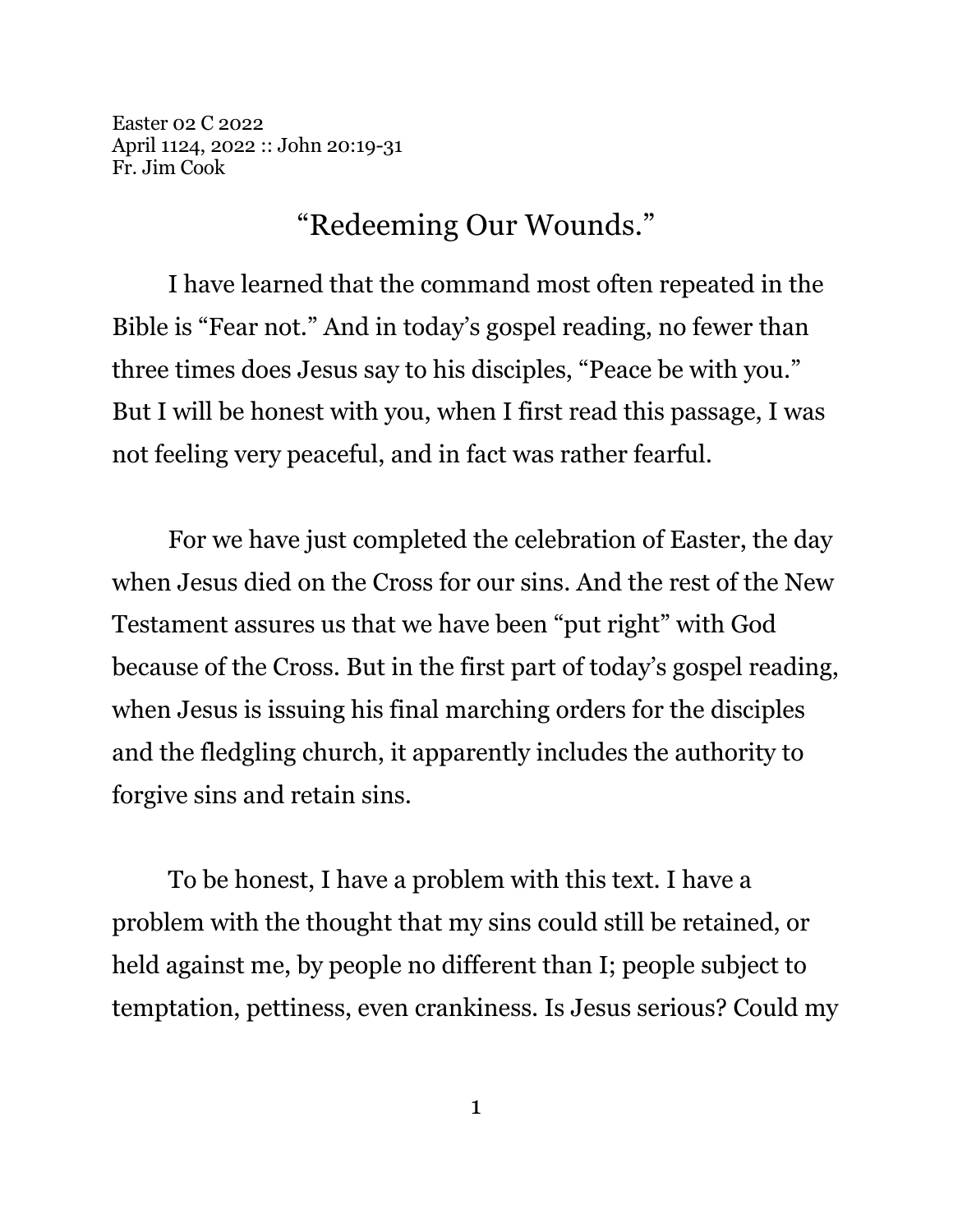Easter 02 C 2022
April 1124, 2022 :: John 20:19-31
Fr. Jim Cook

# "Redeeming Our Wounds."

I have learned that the command most often repeated in the Bible is "Fear not." And in today's gospel reading, no fewer than three times does Jesus say to his disciples, "Peace be with you." But I will be honest with you, when I first read this passage, I was not feeling very peaceful, and in fact was rather fearful.

For we have just completed the celebration of Easter, the day when Jesus died on the Cross for our sins. And the rest of the New Testament assures us that we have been "put right" with God because of the Cross. But in the first part of today's gospel reading, when Jesus is issuing his final marching orders for the disciples and the fledgling church, it apparently includes the authority to forgive sins and retain sins.

To be honest, I have a problem with this text. I have a problem with the thought that my sins could still be retained, or held against me, by people no different than I; people subject to temptation, pettiness, even crankiness. Is Jesus serious? Could my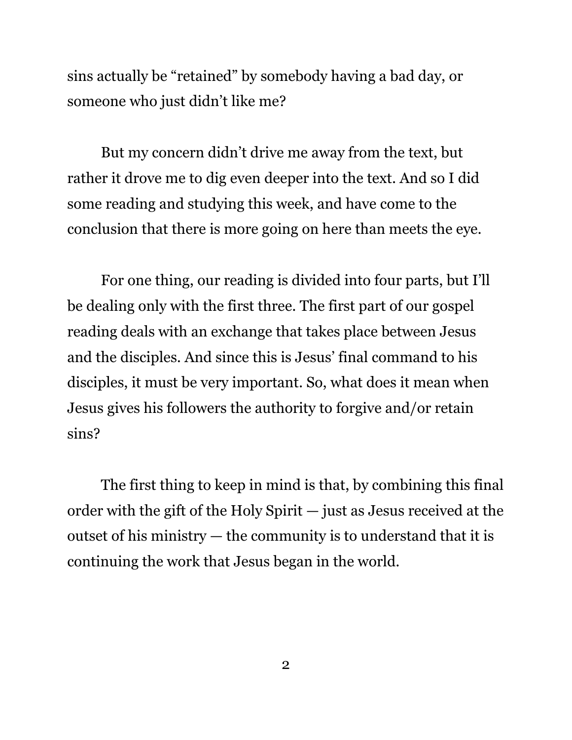sins actually be "retained" by somebody having a bad day, or someone who just didn't like me?

But my concern didn't drive me away from the text, but rather it drove me to dig even deeper into the text. And so I did some reading and studying this week, and have come to the conclusion that there is more going on here than meets the eye.

For one thing, our reading is divided into four parts, but I'll be dealing only with the first three. The first part of our gospel reading deals with an exchange that takes place between Jesus and the disciples. And since this is Jesus' final command to his disciples, it must be very important. So, what does it mean when Jesus gives his followers the authority to forgive and/or retain sins?

The first thing to keep in mind is that, by combining this final order with the gift of the Holy Spirit — just as Jesus received at the outset of his ministry — the community is to understand that it is continuing the work that Jesus began in the world.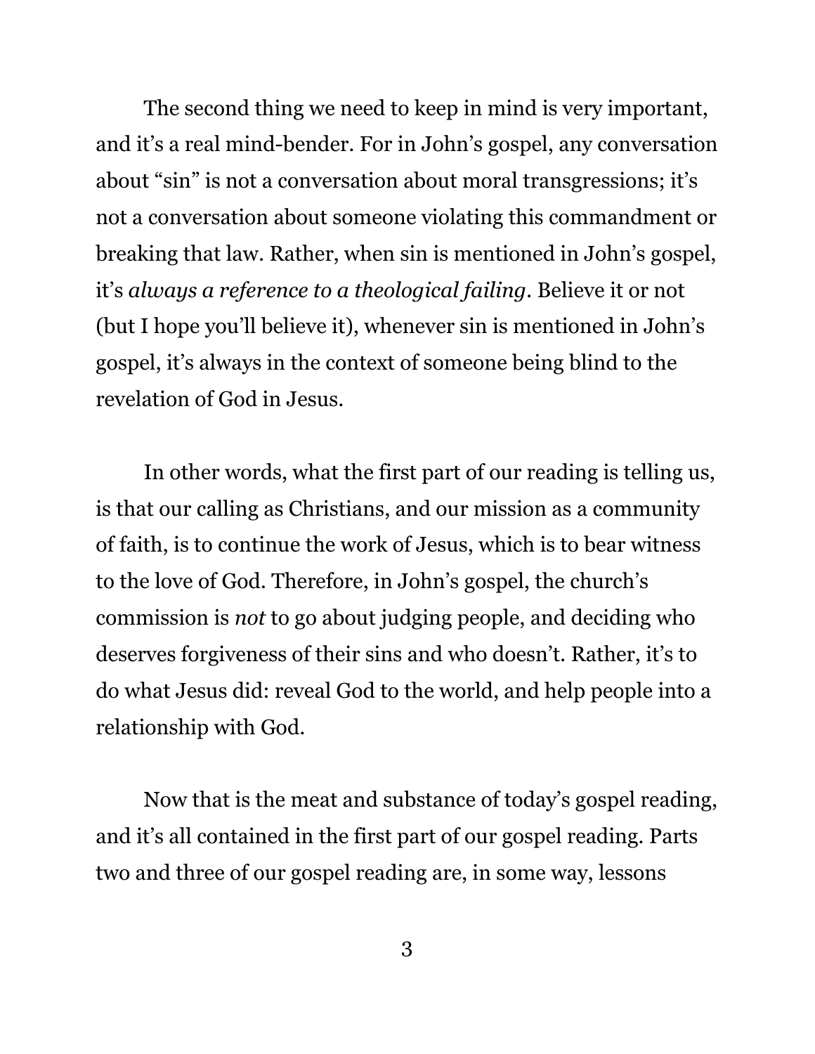The second thing we need to keep in mind is very important, and it's a real mind-bender. For in John's gospel, any conversation about "sin" is not a conversation about moral transgressions; it's not a conversation about someone violating this commandment or breaking that law. Rather, when sin is mentioned in John's gospel, it's *always a reference to a theological failing*. Believe it or not (but I hope you'll believe it), whenever sin is mentioned in John's gospel, it's always in the context of someone being blind to the revelation of God in Jesus.

In other words, what the first part of our reading is telling us, is that our calling as Christians, and our mission as a community of faith, is to continue the work of Jesus, which is to bear witness to the love of God. Therefore, in John's gospel, the church's commission is *not* to go about judging people, and deciding who deserves forgiveness of their sins and who doesn't. Rather, it's to do what Jesus did: reveal God to the world, and help people into a relationship with God.

Now that is the meat and substance of today's gospel reading, and it's all contained in the first part of our gospel reading. Parts two and three of our gospel reading are, in some way, lessons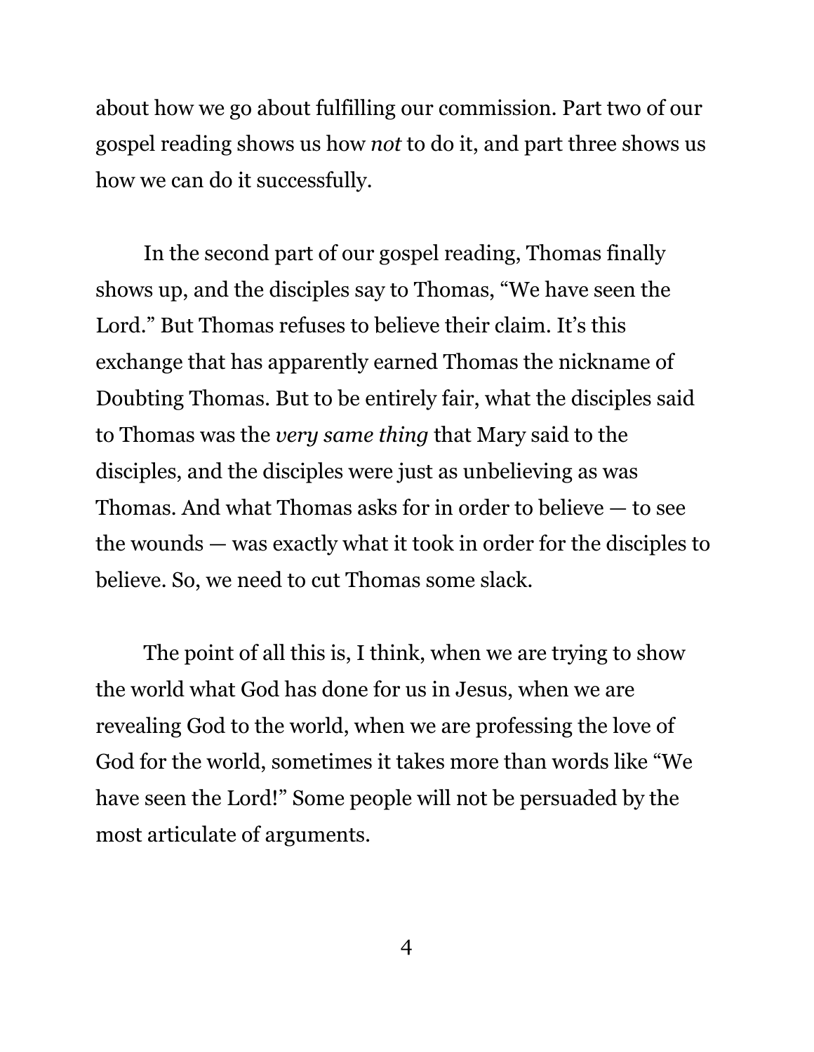about how we go about fulfilling our commission. Part two of our gospel reading shows us how *not* to do it, and part three shows us how we can do it successfully.

In the second part of our gospel reading, Thomas finally shows up, and the disciples say to Thomas, "We have seen the Lord." But Thomas refuses to believe their claim. It's this exchange that has apparently earned Thomas the nickname of Doubting Thomas. But to be entirely fair, what the disciples said to Thomas was the *very same thing* that Mary said to the disciples, and the disciples were just as unbelieving as was Thomas. And what Thomas asks for in order to believe — to see the wounds — was exactly what it took in order for the disciples to believe. So, we need to cut Thomas some slack.

The point of all this is, I think, when we are trying to show the world what God has done for us in Jesus, when we are revealing God to the world, when we are professing the love of God for the world, sometimes it takes more than words like "We have seen the Lord!" Some people will not be persuaded by the most articulate of arguments.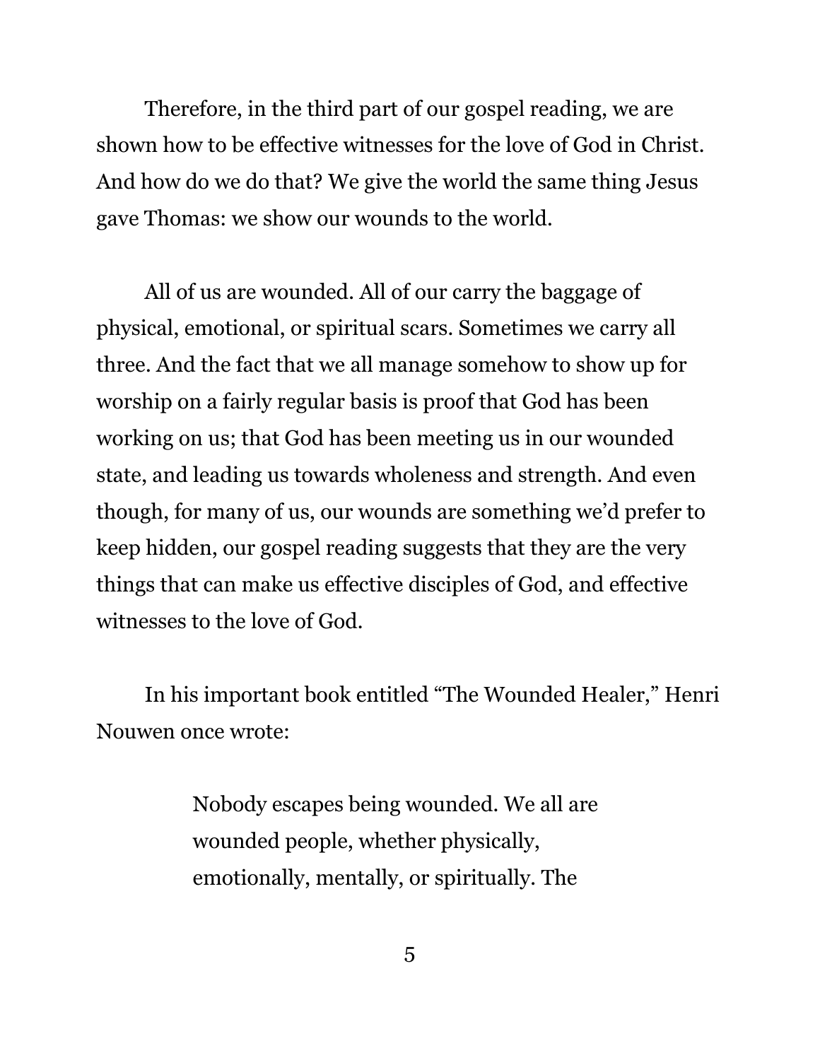Therefore, in the third part of our gospel reading, we are shown how to be effective witnesses for the love of God in Christ. And how do we do that? We give the world the same thing Jesus gave Thomas: we show our wounds to the world.

All of us are wounded. All of our carry the baggage of physical, emotional, or spiritual scars. Sometimes we carry all three. And the fact that we all manage somehow to show up for worship on a fairly regular basis is proof that God has been working on us; that God has been meeting us in our wounded state, and leading us towards wholeness and strength. And even though, for many of us, our wounds are something we'd prefer to keep hidden, our gospel reading suggests that they are the very things that can make us effective disciples of God, and effective witnesses to the love of God.

In his important book entitled "The Wounded Healer," Henri Nouwen once wrote:

> Nobody escapes being wounded. We all are wounded people, whether physically, emotionally, mentally, or spiritually. The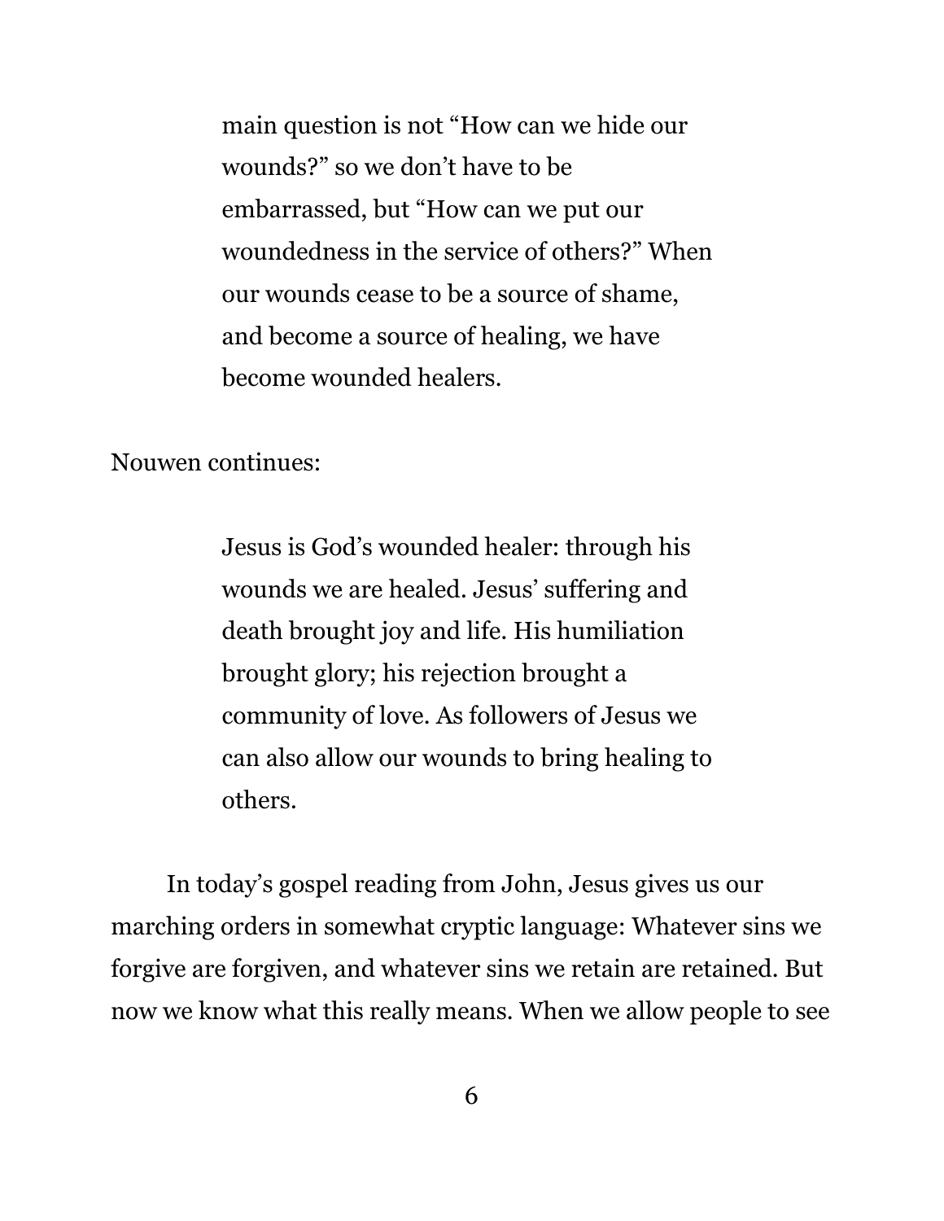> main question is not “How can we hide our wounds?” so we don’t have to be embarrassed, but “How can we put our woundedness in the service of others?” When our wounds cease to be a source of shame, and become a source of healing, we have become wounded healers.

Nouwen continues:

> Jesus is God’s wounded healer: through his wounds we are healed. Jesus’ suffering and death brought joy and life. His humiliation brought glory; his rejection brought a community of love. As followers of Jesus we can also allow our wounds to bring healing to others.

In today’s gospel reading from John, Jesus gives us our marching orders in somewhat cryptic language: Whatever sins we forgive are forgiven, and whatever sins we retain are retained. But now we know what this really means. When we allow people to see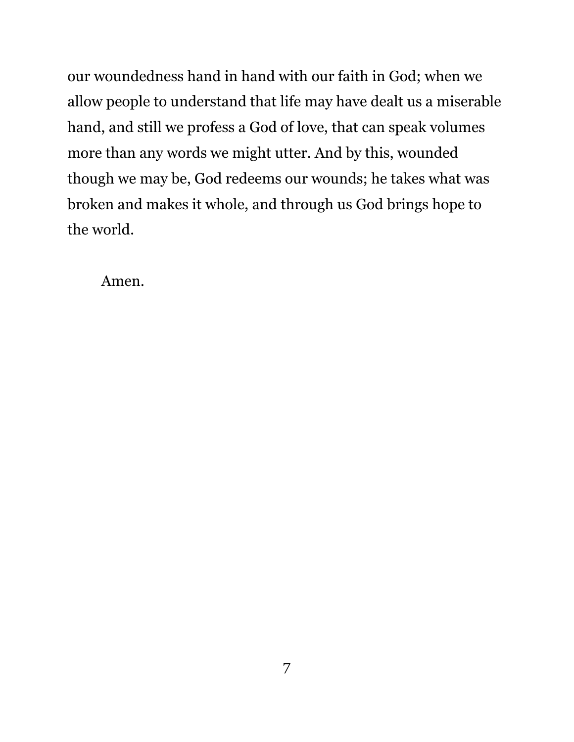our woundedness hand in hand with our faith in God; when we allow people to understand that life may have dealt us a miserable hand, and still we profess a God of love, that can speak volumes more than any words we might utter. And by this, wounded though we may be, God redeems our wounds; he takes what was broken and makes it whole, and through us God brings hope to the world.

Amen.